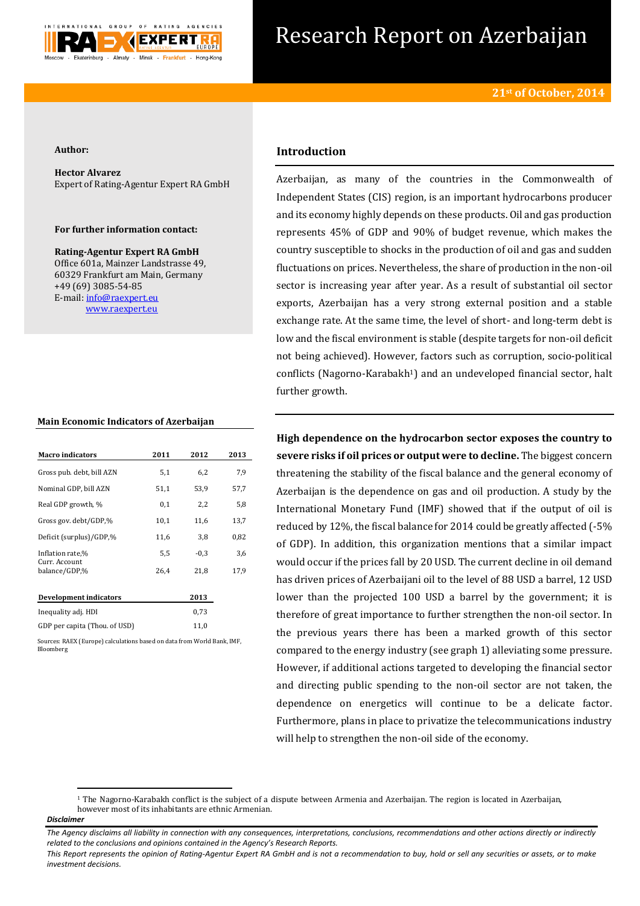# Research Report on Azerbaijan

**21st of October, 2014**

**Author:**

**Hector Alvarez**
Expert of Rating-Agentur Expert RA GmbH

**For further information contact:**

**Rating-Agentur Expert RA GmbH**
Office 601a, Mainzer Landstrasse 49,
60329 Frankfurt am Main, Germany
+49 (69) 3085-54-85
E-mail: info@raexpert.eu
www.raexpert.eu

### Main Economic Indicators of Azerbaijan

| Macro indicators | 2011 | 2012 | 2013 |
|---|---|---|---|
| Gross pub. debt, bill AZN | 5,1 | 6,2 | 7,9 |
| Nominal GDP, bill AZN | 51,1 | 53,9 | 57,7 |
| Real GDP growth, % | 0,1 | 2,2 | 5,8 |
| Gross gov. debt/GDP,% | 10,1 | 11,6 | 13,7 |
| Deficit (surplus)/GDP,% | 11,6 | 3,8 | 0,82 |
| Inflation rate,% | 5,5 | -0,3 | 3,6 |
| Curr. Account balance/GDP,% | 26,4 | 21,8 | 17,9 |

| Development indicators | 2013 |
|---|---|
| Inequality adj. HDI | 0,73 |
| GDP per capita (Thou. of USD) | 11,0 |

Sources: RAEX (Europe) calculations based on data from World Bank, IMF, Bloomberg

## Introduction

Azerbaijan, as many of the countries in the Commonwealth of Independent States (CIS) region, is an important hydrocarbons producer and its economy highly depends on these products. Oil and gas production represents 45% of GDP and 90% of budget revenue, which makes the country susceptible to shocks in the production of oil and gas and sudden fluctuations on prices. Nevertheless, the share of production in the non-oil sector is increasing year after year. As a result of substantial oil sector exports, Azerbaijan has a very strong external position and a stable exchange rate. At the same time, the level of short- and long-term debt is low and the fiscal environment is stable (despite targets for non-oil deficit not being achieved). However, factors such as corruption, socio-political conflicts (Nagorno-Karabakh[1]) and an undeveloped financial sector, halt further growth.

**High dependence on the hydrocarbon sector exposes the country to severe risks if oil prices or output were to decline.** The biggest concern threatening the stability of the fiscal balance and the general economy of Azerbaijan is the dependence on gas and oil production. A study by the International Monetary Fund (IMF) showed that if the output of oil is reduced by 12%, the fiscal balance for 2014 could be greatly affected (-5% of GDP). In addition, this organization mentions that a similar impact would occur if the prices fall by 20 USD. The current decline in oil demand has driven prices of Azerbaijani oil to the level of 88 USD a barrel, 12 USD lower than the projected 100 USD a barrel by the government; it is therefore of great importance to further strengthen the non-oil sector. In the previous years there has been a marked growth of this sector compared to the energy industry (see graph 1) alleviating some pressure. However, if additional actions targeted to developing the financial sector and directing public spending to the non-oil sector are not taken, the dependence on energetics will continue to be a delicate factor. Furthermore, plans in place to privatize the telecommunications industry will help to strengthen the non-oil side of the economy.

[1] The Nagorno-Karabakh conflict is the subject of a dispute between Armenia and Azerbaijan. The region is located in Azerbaijan, however most of its inhabitants are ethnic Armenian.

***Disclaimer***

*The Agency disclaims all liability in connection with any consequences, interpretations, conclusions, recommendations and other actions directly or indirectly related to the conclusions and opinions contained in the Agency's Research Reports.*
*This Report represents the opinion of Rating-Agentur Expert RA GmbH and is not a recommendation to buy, hold or sell any securities or assets, or to make investment decisions.*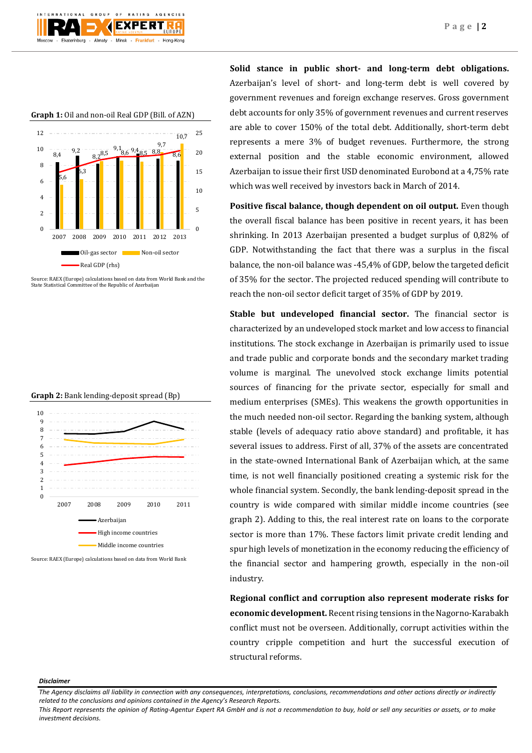**Graph 1:** Oil and non-oil Real GDP (Bill. of AZN)

Source: RAEX (Europe) calculations based on data from World Bank and the State Statistical Committee of the Republic of Azerbaijan

**Graph 2:** Bank lending-deposit spread (Bp)

Source: RAEX (Europe) calculations based on data from World Bank

**Solid stance in public short- and long-term debt obligations.** Azerbaijan's level of short- and long-term debt is well covered by government revenues and foreign exchange reserves. Gross government debt accounts for only 35% of government revenues and current reserves are able to cover 150% of the total debt. Additionally, short-term debt represents a mere 3% of budget revenues. Furthermore, the strong external position and the stable economic environment, allowed Azerbaijan to issue their first USD denominated Eurobond at a 4,75% rate which was well received by investors back in March of 2014.

**Positive fiscal balance, though dependent on oil output.** Even though the overall fiscal balance has been positive in recent years, it has been shrinking. In 2013 Azerbaijan presented a budget surplus of 0,82% of GDP. Notwithstanding the fact that there was a surplus in the fiscal balance, the non-oil balance was -45,4% of GDP, below the targeted deficit of 35% for the sector. The projected reduced spending will contribute to reach the non-oil sector deficit target of 35% of GDP by 2019.

**Stable but undeveloped financial sector.** The financial sector is characterized by an undeveloped stock market and low access to financial institutions. The stock exchange in Azerbaijan is primarily used to issue and trade public and corporate bonds and the secondary market trading volume is marginal. The unevolved stock exchange limits potential sources of financing for the private sector, especially for small and medium enterprises (SMEs). This weakens the growth opportunities in the much needed non-oil sector. Regarding the banking system, although stable (levels of adequacy ratio above standard) and profitable, it has several issues to address. First of all, 37% of the assets are concentrated in the state-owned International Bank of Azerbaijan which, at the same time, is not well financially positioned creating a systemic risk for the whole financial system. Secondly, the bank lending-deposit spread in the country is wide compared with similar middle income countries (see graph 2). Adding to this, the real interest rate on loans to the corporate sector is more than 17%. These factors limit private credit lending and spur high levels of monetization in the economy reducing the efficiency of the financial sector and hampering growth, especially in the non-oil industry.

**Regional conflict and corruption also represent moderate risks for economic development.** Recent rising tensions in the Nagorno-Karabakh conflict must not be overseen. Additionally, corrupt activities within the country cripple competition and hurt the successful execution of structural reforms.

***Disclaimer***

*The Agency disclaims all liability in connection with any consequences, interpretations, conclusions, recommendations and other actions directly or indirectly related to the conclusions and opinions contained in the Agency's Research Reports.*
*This Report represents the opinion of Rating-Agentur Expert RA GmbH and is not a recommendation to buy, hold or sell any securities or assets, or to make investment decisions.*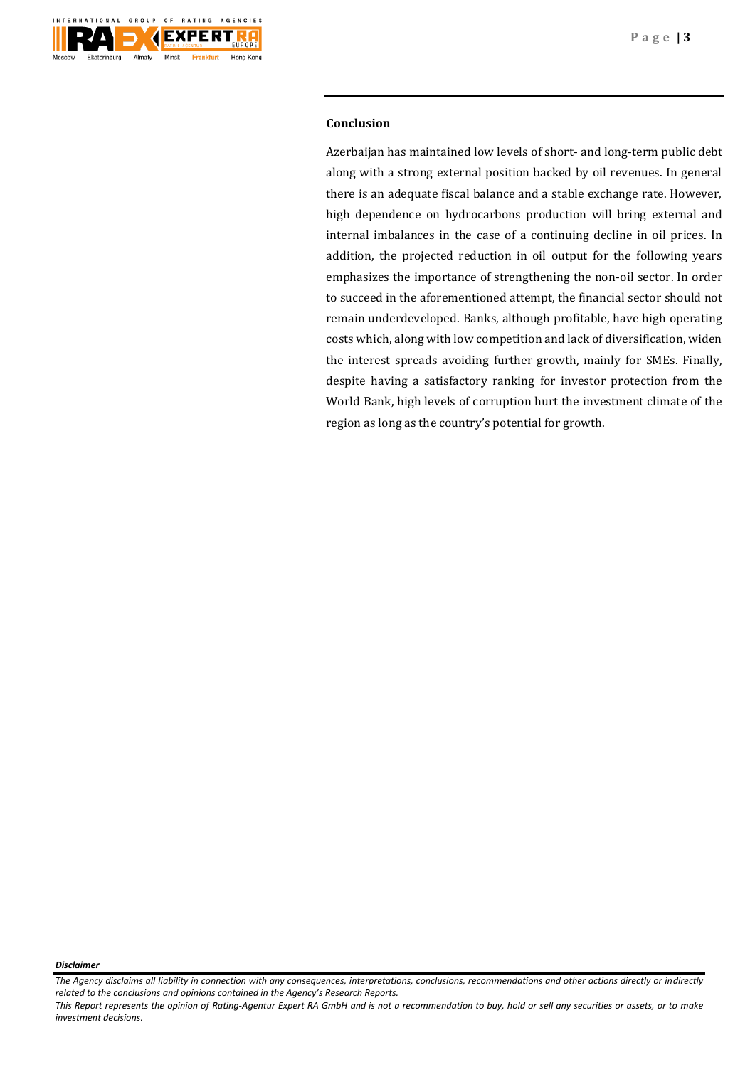### Conclusion

Azerbaijan has maintained low levels of short- and long-term public debt along with a strong external position backed by oil revenues. In general there is an adequate fiscal balance and a stable exchange rate. However, high dependence on hydrocarbons production will bring external and internal imbalances in the case of a continuing decline in oil prices. In addition, the projected reduction in oil output for the following years emphasizes the importance of strengthening the non-oil sector. In order to succeed in the aforementioned attempt, the financial sector should not remain underdeveloped. Banks, although profitable, have high operating costs which, along with low competition and lack of diversification, widen the interest spreads avoiding further growth, mainly for SMEs. Finally, despite having a satisfactory ranking for investor protection from the World Bank, high levels of corruption hurt the investment climate of the region as long as the country's potential for growth.

***Disclaimer***

*The Agency disclaims all liability in connection with any consequences, interpretations, conclusions, recommendations and other actions directly or indirectly related to the conclusions and opinions contained in the Agency's Research Reports.*

*This Report represents the opinion of Rating-Agentur Expert RA GmbH and is not a recommendation to buy, hold or sell any securities or assets, or to make investment decisions.*